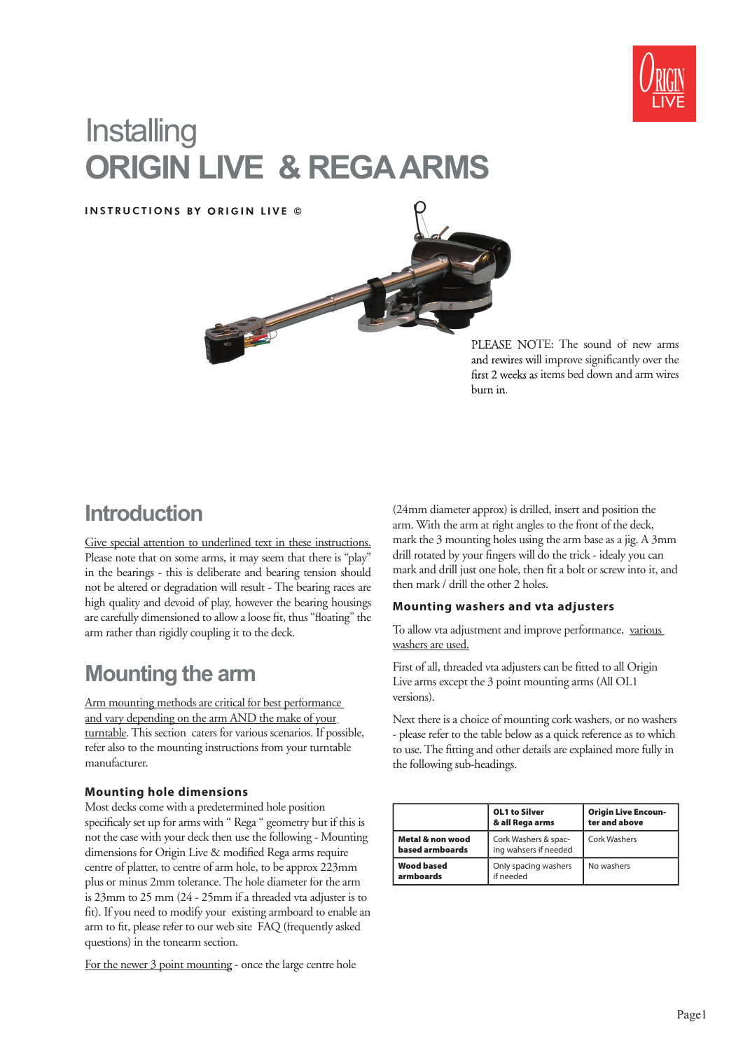# Installing
# ORIGIN LIVE & REGA ARMS

**INSTRUCTIONS BY ORIGIN LIVE ©**

PLEASE NOTE: The sound of new arms and rewires will improve significantly over the first 2 weeks as items bed down and arm wires burn in.

## Introduction

Give special attention to underlined text in these instructions. Please note that on some arms, it may seem that there is "play" in the bearings - this is deliberate and bearing tension should not be altered or degradation will result - The bearing races are high quality and devoid of play, however the bearing housings are carefully dimensioned to allow a loose fit, thus "floating" the arm rather than rigidly coupling it to the deck.

## Mounting the arm

Arm mounting methods are critical for best performance and vary depending on the arm AND the make of your turntable. This section caters for various scenarios. If possible, refer also to the mounting instructions from your turntable manufacturer.

### Mounting hole dimensions

Most decks come with a predetermined hole position specificaly set up for arms with " Rega " geometry but if this is not the case with your deck then use the following - Mounting dimensions for Origin Live & modified Rega arms require centre of platter, to centre of arm hole, to be approx 223mm plus or minus 2mm tolerance. The hole diameter for the arm is 23mm to 25 mm (24 - 25mm if a threaded vta adjuster is to fit). If you need to modify your existing armboard to enable an arm to fit, please refer to our web site FAQ (frequently asked questions) in the tonearm section.

For the newer 3 point mounting - once the large centre hole (24mm diameter approx) is drilled, insert and position the arm. With the arm at right angles to the front of the deck, mark the 3 mounting holes using the arm base as a jig. A 3mm drill rotated by your fingers will do the trick - idealy you can mark and drill just one hole, then fit a bolt or screw into it, and then mark / drill the other 2 holes.

### Mounting washers and vta adjusters

To allow vta adjustment and improve performance, various washers are used.

First of all, threaded vta adjusters can be fitted to all Origin Live arms except the 3 point mounting arms (All OL1 versions).

Next there is a choice of mounting cork washers, or no washers - please refer to the table below as a quick reference as to which to use. The fitting and other details are explained more fully in the following sub-headings.

| | **OL1 to Silver & all Rega arms** | **Origin Live Encounter and above** |
|---|---|---|
| **Metal & non wood based armboards** | Cork Washers & spacing wahsers if needed | Cork Washers |
| **Wood based armboards** | Only spacing washers if needed | No washers |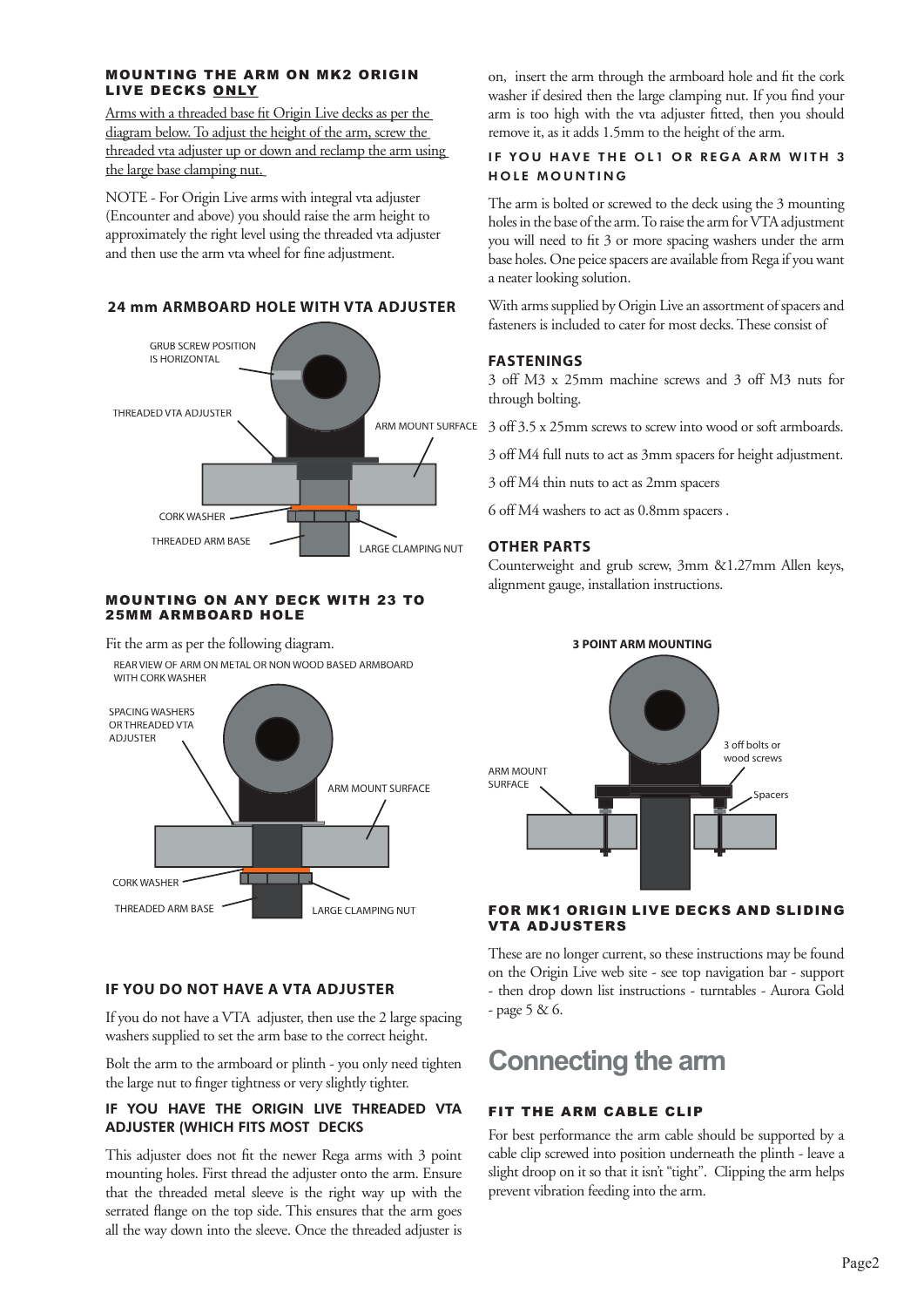#### MOUNTING THE ARM ON MK2 ORIGIN LIVE DECKS ONLY

Arms with a threaded base fit Origin Live decks as per the diagram below. To adjust the height of the arm, screw the threaded vta adjuster up or down and reclamp the arm using the large base clamping nut.

NOTE - For Origin Live arms with integral vta adjuster (Encounter and above) you should raise the arm height to approximately the right level using the threaded vta adjuster and then use the arm vta wheel for fine adjustment.

**24 mm ARMBOARD HOLE WITH VTA ADJUSTER**

GRUB SCREW POSITION IS HORIZONTAL

THREADED VTA ADJUSTER

ARM MOUNT SURFACE

CORK WASHER

THREADED ARM BASE

LARGE CLAMPING NUT

#### MOUNTING ON ANY DECK WITH 23 TO 25MM ARMBOARD HOLE

Fit the arm as per the following diagram.

REAR VIEW OF ARM ON METAL OR NON WOOD BASED ARMBOARD WITH CORK WASHER

SPACING WASHERS OR THREADED VTA ADJUSTER

ARM MOUNT SURFACE

CORK WASHER

THREADED ARM BASE

LARGE CLAMPING NUT

#### IF YOU DO NOT HAVE A VTA ADJUSTER

If you do not have a VTA adjuster, then use the 2 large spacing washers supplied to set the arm base to the correct height.

Bolt the arm to the armboard or plinth - you only need tighten the large nut to finger tightness or very slightly tighter.

#### IF YOU HAVE THE ORIGIN LIVE THREADED VTA ADJUSTER (WHICH FITS MOST DECKS

This adjuster does not fit the newer Rega arms with 3 point mounting holes. First thread the adjuster onto the arm. Ensure that the threaded metal sleeve is the right way up with the serrated flange on the top side. This ensures that the arm goes all the way down into the sleeve. Once the threaded adjuster is on, insert the arm through the armboard hole and fit the cork washer if desired then the large clamping nut. If you find your arm is too high with the vta adjuster fitted, then you should remove it, as it adds 1.5mm to the height of the arm.

#### IF YOU HAVE THE OL1 OR REGA ARM WITH 3 HOLE MOUNTING

The arm is bolted or screwed to the deck using the 3 mounting holes in the base of the arm. To raise the arm for VTA adjustment you will need to fit 3 or more spacing washers under the arm base holes. One peice spacers are available from Rega if you want a neater looking solution.

With arms supplied by Origin Live an assortment of spacers and fasteners is included to cater for most decks. These consist of

#### FASTENINGS

3 off M3 x 25mm machine screws and 3 off M3 nuts for through bolting.

3 off 3.5 x 25mm screws to screw into wood or soft armboards.

3 off M4 full nuts to act as 3mm spacers for height adjustment.

3 off M4 thin nuts to act as 2mm spacers

6 off M4 washers to act as 0.8mm spacers .

#### OTHER PARTS

Counterweight and grub screw, 3mm &1.27mm Allen keys, alignment gauge, installation instructions.

**3 POINT ARM MOUNTING**

ARM MOUNT SURFACE

3 off bolts or wood screws

Spacers

#### FOR MK1 ORIGIN LIVE DECKS AND SLIDING VTA ADJUSTERS

These are no longer current, so these instructions may be found on the Origin Live web site - see top navigation bar - support - then drop down list instructions - turntables - Aurora Gold - page 5 & 6.

# Connecting the arm

#### FIT THE ARM CABLE CLIP

For best performance the arm cable should be supported by a cable clip screwed into position underneath the plinth - leave a slight droop on it so that it isn't "tight". Clipping the arm helps prevent vibration feeding into the arm.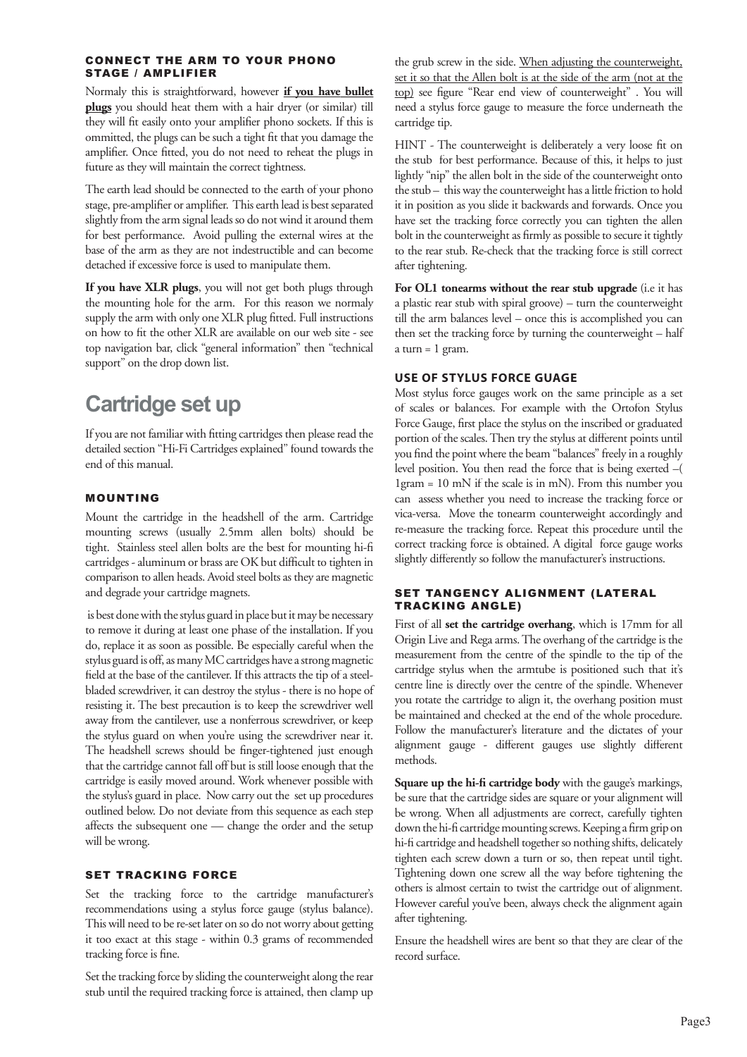### CONNECT THE ARM TO YOUR PHONO STAGE / AMPLIFIER

Normaly this is straightforward, however **if you have bullet plugs** you should heat them with a hair dryer (or similar) till they will fit easily onto your amplifier phono sockets. If this is ommitted, the plugs can be such a tight fit that you damage the amplifier. Once fitted, you do not need to reheat the plugs in future as they will maintain the correct tightness.

The earth lead should be connected to the earth of your phono stage, pre-amplifier or amplifier. This earth lead is best separated slightly from the arm signal leads so do not wind it around them for best performance. Avoid pulling the external wires at the base of the arm as they are not indestructible and can become detached if excessive force is used to manipulate them.

**If you have XLR plugs**, you will not get both plugs through the mounting hole for the arm. For this reason we normaly supply the arm with only one XLR plug fitted. Full instructions on how to fit the other XLR are available on our web site - see top navigation bar, click "general information" then "technical support" on the drop down list.

# Cartridge set up

If you are not familiar with fitting cartridges then please read the detailed section "Hi-Fi Cartridges explained" found towards the end of this manual.

### MOUNTING

Mount the cartridge in the headshell of the arm. Cartridge mounting screws (usually 2.5mm allen bolts) should be tight. Stainless steel allen bolts are the best for mounting hi-fi cartridges - aluminum or brass are OK but difficult to tighten in comparison to allen heads. Avoid steel bolts as they are magnetic and degrade your cartridge magnets.

is best done with the stylus guard in place but it may be necessary to remove it during at least one phase of the installation. If you do, replace it as soon as possible. Be especially careful when the stylus guard is off, as many MC cartridges have a strong magnetic field at the base of the cantilever. If this attracts the tip of a steel-bladed screwdriver, it can destroy the stylus - there is no hope of resisting it. The best precaution is to keep the screwdriver well away from the cantilever, use a nonferrous screwdriver, or keep the stylus guard on when you're using the screwdriver near it. The headshell screws should be finger-tightened just enough that the cartridge cannot fall off but is still loose enough that the cartridge is easily moved around. Work whenever possible with the stylus's guard in place. Now carry out the set up procedures outlined below. Do not deviate from this sequence as each step affects the subsequent one — change the order and the setup will be wrong.

### SET TRACKING FORCE

Set the tracking force to the cartridge manufacturer's recommendations using a stylus force gauge (stylus balance). This will need to be re-set later on so do not worry about getting it too exact at this stage - within 0.3 grams of recommended tracking force is fine.

Set the tracking force by sliding the counterweight along the rear stub until the required tracking force is attained, then clamp up the grub screw in the side. <u>When adjusting the counterweight, set it so that the Allen bolt is at the side of the arm (not at the top)</u> see figure "Rear end view of counterweight" . You will need a stylus force gauge to measure the force underneath the cartridge tip.

HINT - The counterweight is deliberately a very loose fit on the stub for best performance. Because of this, it helps to just lightly "nip" the allen bolt in the side of the counterweight onto the stub – this way the counterweight has a little friction to hold it in position as you slide it backwards and forwards. Once you have set the tracking force correctly you can tighten the allen bolt in the counterweight as firmly as possible to secure it tightly to the rear stub. Re-check that the tracking force is still correct after tightening.

**For OL1 tonearms without the rear stub upgrade** (i.e it has a plastic rear stub with spiral groove) – turn the counterweight till the arm balances level – once this is accomplished you can then set the tracking force by turning the counterweight – half a turn = 1 gram.

### USE OF STYLUS FORCE GUAGE

Most stylus force gauges work on the same principle as a set of scales or balances. For example with the Ortofon Stylus Force Gauge, first place the stylus on the inscribed or graduated portion of the scales. Then try the stylus at different points until you find the point where the beam "balances" freely in a roughly level position. You then read the force that is being exerted –( 1gram = 10 mN if the scale is in mN). From this number you can assess whether you need to increase the tracking force or vica-versa. Move the tonearm counterweight accordingly and re-measure the tracking force. Repeat this procedure until the correct tracking force is obtained. A digital force gauge works slightly differently so follow the manufacturer's instructions.

### SET TANGENCY ALIGNMENT (LATERAL TRACKING ANGLE)

First of all **set the cartridge overhang**, which is 17mm for all Origin Live and Rega arms. The overhang of the cartridge is the measurement from the centre of the spindle to the tip of the cartridge stylus when the armtube is positioned such that it's centre line is directly over the centre of the spindle. Whenever you rotate the cartridge to align it, the overhang position must be maintained and checked at the end of the whole procedure. Follow the manufacturer's literature and the dictates of your alignment gauge - different gauges use slightly different methods.

**Square up the hi-fi cartridge body** with the gauge's markings, be sure that the cartridge sides are square or your alignment will be wrong. When all adjustments are correct, carefully tighten down the hi-fi cartridge mounting screws. Keeping a firm grip on hi-fi cartridge and headshell together so nothing shifts, delicately tighten each screw down a turn or so, then repeat until tight. Tightening down one screw all the way before tightening the others is almost certain to twist the cartridge out of alignment. However careful you've been, always check the alignment again after tightening.

Ensure the headshell wires are bent so that they are clear of the record surface.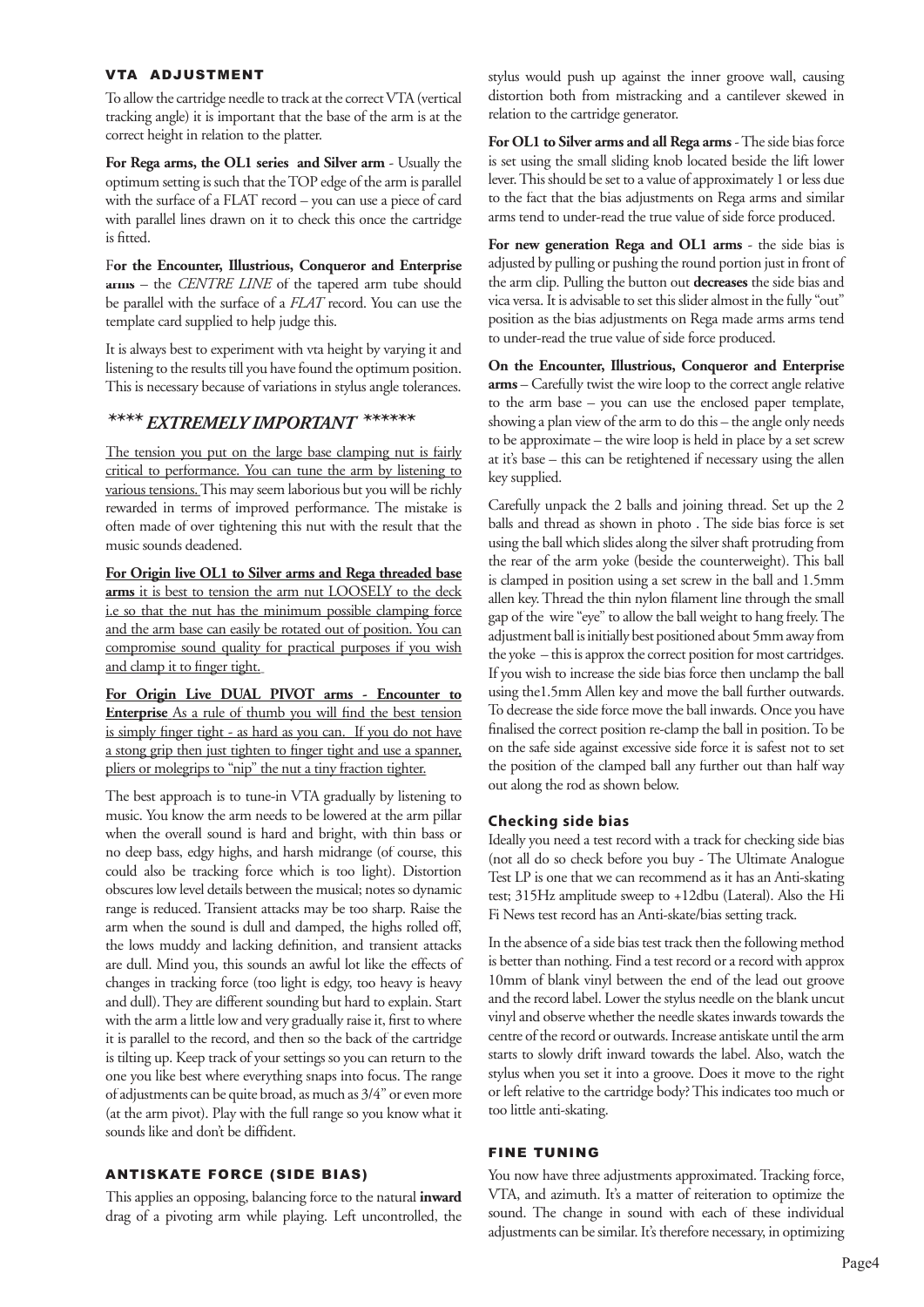## VTA ADJUSTMENT

To allow the cartridge needle to track at the correct VTA (vertical tracking angle) it is important that the base of the arm is at the correct height in relation to the platter.

**For Rega arms, the OL1 series and Silver arm** - Usually the optimum setting is such that the TOP edge of the arm is parallel with the surface of a FLAT record – you can use a piece of card with parallel lines drawn on it to check this once the cartridge is fitted.

**For the Encounter, Illustrious, Conqueror and Enterprise arms** – the *CENTRE LINE* of the tapered arm tube should be parallel with the surface of a *FLAT* record. You can use the template card supplied to help judge this.

It is always best to experiment with vta height by varying it and listening to the results till you have found the optimum position. This is necessary because of variations in stylus angle tolerances.

### *\*\*\*\* EXTREMELY IMPORTANT \*\*\*\*\*\**

<u>The tension you put on the large base clamping nut is fairly critical to performance. You can tune the arm by listening to various tensions.</u> This may seem laborious but you will be richly rewarded in terms of improved performance. The mistake is often made of over tightening this nut with the result that the music sounds deadened.

<u>**For Origin live OL1 to Silver arms and Rega threaded base arms** it is best to tension the arm nut LOOSELY to the deck i.e so that the nut has the minimum possible clamping force and the arm base can easily be rotated out of position. You can compromise sound quality for practical purposes if you wish and clamp it to finger tight.</u>

<u>**For Origin Live DUAL PIVOT arms - Encounter to Enterprise** As a rule of thumb you will find the best tension is simply finger tight - as hard as you can. If you do not have a stong grip then just tighten to finger tight and use a spanner, pliers or molegrips to "nip" the nut a tiny fraction tighter.</u>

The best approach is to tune-in VTA gradually by listening to music. You know the arm needs to be lowered at the arm pillar when the overall sound is hard and bright, with thin bass or no deep bass, edgy highs, and harsh midrange (of course, this could also be tracking force which is too light). Distortion obscures low level details between the musical; notes so dynamic range is reduced. Transient attacks may be too sharp. Raise the arm when the sound is dull and damped, the highs rolled off, the lows muddy and lacking definition, and transient attacks are dull. Mind you, this sounds an awful lot like the effects of changes in tracking force (too light is edgy, too heavy is heavy and dull). They are different sounding but hard to explain. Start with the arm a little low and very gradually raise it, first to where it is parallel to the record, and then so the back of the cartridge is tilting up. Keep track of your settings so you can return to the one you like best where everything snaps into focus. The range of adjustments can be quite broad, as much as 3/4" or even more (at the arm pivot). Play with the full range so you know what it sounds like and don't be diffident.

## ANTISKATE FORCE (SIDE BIAS)

This applies an opposing, balancing force to the natural **inward** drag of a pivoting arm while playing. Left uncontrolled, the stylus would push up against the inner groove wall, causing distortion both from mistracking and a cantilever skewed in relation to the cartridge generator.

**For OL1 to Silver arms and all Rega arms** - The side bias force is set using the small sliding knob located beside the lift lower lever. This should be set to a value of approximately 1 or less due to the fact that the bias adjustments on Rega arms and similar arms tend to under-read the true value of side force produced.

**For new generation Rega and OL1 arms** - the side bias is adjusted by pulling or pushing the round portion just in front of the arm clip. Pulling the button out **decreases** the side bias and vica versa. It is advisable to set this slider almost in the fully "out" position as the bias adjustments on Rega made arms arms tend to under-read the true value of side force produced.

**On the Encounter, Illustrious, Conqueror and Enterprise arms** – Carefully twist the wire loop to the correct angle relative to the arm base – you can use the enclosed paper template, showing a plan view of the arm to do this – the angle only needs to be approximate – the wire loop is held in place by a set screw at it's base – this can be retightened if necessary using the allen key supplied.

Carefully unpack the 2 balls and joining thread. Set up the 2 balls and thread as shown in photo . The side bias force is set using the ball which slides along the silver shaft protruding from the rear of the arm yoke (beside the counterweight). This ball is clamped in position using a set screw in the ball and 1.5mm allen key. Thread the thin nylon filament line through the small gap of the wire "eye" to allow the ball weight to hang freely. The adjustment ball is initially best positioned about 5mm away from the yoke – this is approx the correct position for most cartridges. If you wish to increase the side bias force then unclamp the ball using the1.5mm Allen key and move the ball further outwards. To decrease the side force move the ball inwards. Once you have finalised the correct position re-clamp the ball in position. To be on the safe side against excessive side force it is safest not to set the position of the clamped ball any further out than half way out along the rod as shown below.

### Checking side bias

Ideally you need a test record with a track for checking side bias (not all do so check before you buy - The Ultimate Analogue Test LP is one that we can recommend as it has an Anti-skating test; 315Hz amplitude sweep to +12dbu (Lateral). Also the Hi Fi News test record has an Anti-skate/bias setting track.

In the absence of a side bias test track then the following method is better than nothing. Find a test record or a record with approx 10mm of blank vinyl between the end of the lead out groove and the record label. Lower the stylus needle on the blank uncut vinyl and observe whether the needle skates inwards towards the centre of the record or outwards. Increase antiskate until the arm starts to slowly drift inward towards the label. Also, watch the stylus when you set it into a groove. Does it move to the right or left relative to the cartridge body? This indicates too much or too little anti-skating.

## FINE TUNING

You now have three adjustments approximated. Tracking force, VTA, and azimuth. It's a matter of reiteration to optimize the sound. The change in sound with each of these individual adjustments can be similar. It's therefore necessary, in optimizing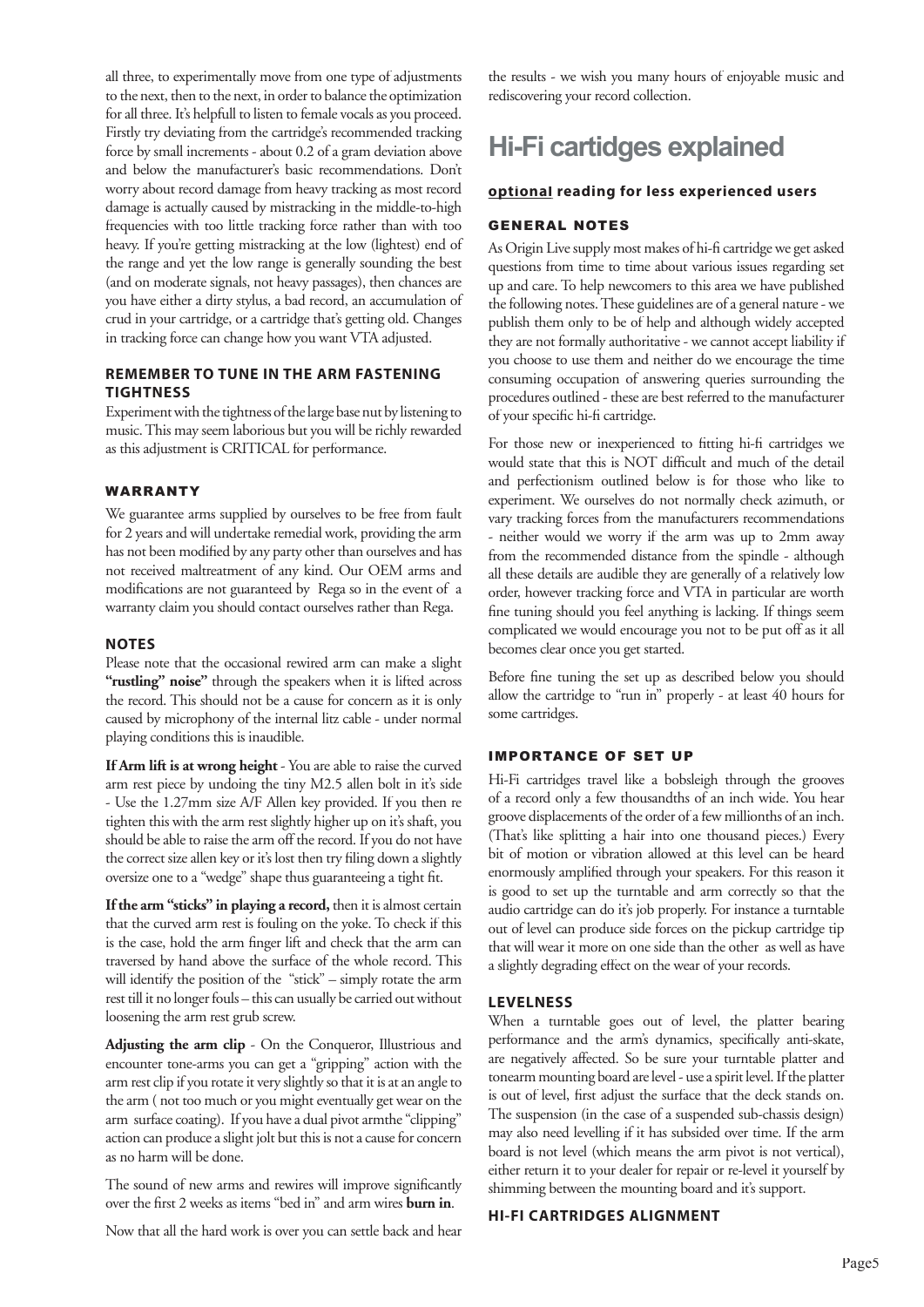all three, to experimentally move from one type of adjustments to the next, then to the next, in order to balance the optimization for all three. It's helpfull to listen to female vocals as you proceed. Firstly try deviating from the cartridge's recommended tracking force by small increments - about 0.2 of a gram deviation above and below the manufacturer's basic recommendations. Don't worry about record damage from heavy tracking as most record damage is actually caused by mistracking in the middle-to-high frequencies with too little tracking force rather than with too heavy. If you're getting mistracking at the low (lightest) end of the range and yet the low range is generally sounding the best (and on moderate signals, not heavy passages), then chances are you have either a dirty stylus, a bad record, an accumulation of crud in your cartridge, or a cartridge that's getting old. Changes in tracking force can change how you want VTA adjusted.

### REMEMBER TO TUNE IN THE ARM FASTENING TIGHTNESS

Experiment with the tightness of the large base nut by listening to music. This may seem laborious but you will be richly rewarded as this adjustment is CRITICAL for performance.

### WARRANTY

We guarantee arms supplied by ourselves to be free from fault for 2 years and will undertake remedial work, providing the arm has not been modified by any party other than ourselves and has not received maltreatment of any kind. Our OEM arms and modifications are not guaranteed by Rega so in the event of a warranty claim you should contact ourselves rather than Rega.

### NOTES

Please note that the occasional rewired arm can make a slight **"rustling" noise"** through the speakers when it is lifted across the record. This should not be a cause for concern as it is only caused by microphony of the internal litz cable - under normal playing conditions this is inaudible.

**If Arm lift is at wrong height** - You are able to raise the curved arm rest piece by undoing the tiny M2.5 allen bolt in it's side - Use the 1.27mm size A/F Allen key provided. If you then re tighten this with the arm rest slightly higher up on it's shaft, you should be able to raise the arm off the record. If you do not have the correct size allen key or it's lost then try filing down a slightly oversize one to a "wedge" shape thus guaranteeing a tight fit.

**If the arm "sticks" in playing a record,** then it is almost certain that the curved arm rest is fouling on the yoke. To check if this is the case, hold the arm finger lift and check that the arm can traversed by hand above the surface of the whole record. This will identify the position of the "stick" – simply rotate the arm rest till it no longer fouls – this can usually be carried out without loosening the arm rest grub screw.

**Adjusting the arm clip** - On the Conqueror, Illustrious and encounter tone-arms you can get a "gripping" action with the arm rest clip if you rotate it very slightly so that it is at an angle to the arm ( not too much or you might eventually get wear on the arm surface coating). If you have a dual pivot armthe "clipping" action can produce a slight jolt but this is not a cause for concern as no harm will be done.

The sound of new arms and rewires will improve significantly over the first 2 weeks as items "bed in" and arm wires **burn in**.

Now that all the hard work is over you can settle back and hear the results - we wish you many hours of enjoyable music and rediscovering your record collection.

# Hi-Fi cartidges explained

**optional reading for less experienced users**

### GENERAL NOTES

As Origin Live supply most makes of hi-fi cartridge we get asked questions from time to time about various issues regarding set up and care. To help newcomers to this area we have published the following notes. These guidelines are of a general nature - we publish them only to be of help and although widely accepted they are not formally authoritative - we cannot accept liability if you choose to use them and neither do we encourage the time consuming occupation of answering queries surrounding the procedures outlined - these are best referred to the manufacturer of your specific hi-fi cartridge.

For those new or inexperienced to fitting hi-fi cartridges we would state that this is NOT difficult and much of the detail and perfectionism outlined below is for those who like to experiment. We ourselves do not normally check azimuth, or vary tracking forces from the manufacturers recommendations - neither would we worry if the arm was up to 2mm away from the recommended distance from the spindle - although all these details are audible they are generally of a relatively low order, however tracking force and VTA in particular are worth fine tuning should you feel anything is lacking. If things seem complicated we would encourage you not to be put off as it all becomes clear once you get started.

Before fine tuning the set up as described below you should allow the cartridge to "run in" properly - at least 40 hours for some cartridges.

### IMPORTANCE OF SET UP

Hi-Fi cartridges travel like a bobsleigh through the grooves of a record only a few thousandths of an inch wide. You hear groove displacements of the order of a few millionths of an inch. (That's like splitting a hair into one thousand pieces.) Every bit of motion or vibration allowed at this level can be heard enormously amplified through your speakers. For this reason it is good to set up the turntable and arm correctly so that the audio cartridge can do it's job properly. For instance a turntable out of level can produce side forces on the pickup cartridge tip that will wear it more on one side than the other as well as have a slightly degrading effect on the wear of your records.

### LEVELNESS

When a turntable goes out of level, the platter bearing performance and the arm's dynamics, specifically anti-skate, are negatively affected. So be sure your turntable platter and tonearm mounting board are level - use a spirit level. If the platter is out of level, first adjust the surface that the deck stands on. The suspension (in the case of a suspended sub-chassis design) may also need levelling if it has subsided over time. If the arm board is not level (which means the arm pivot is not vertical), either return it to your dealer for repair or re-level it yourself by shimming between the mounting board and it's support.

### HI-FI CARTRIDGES ALIGNMENT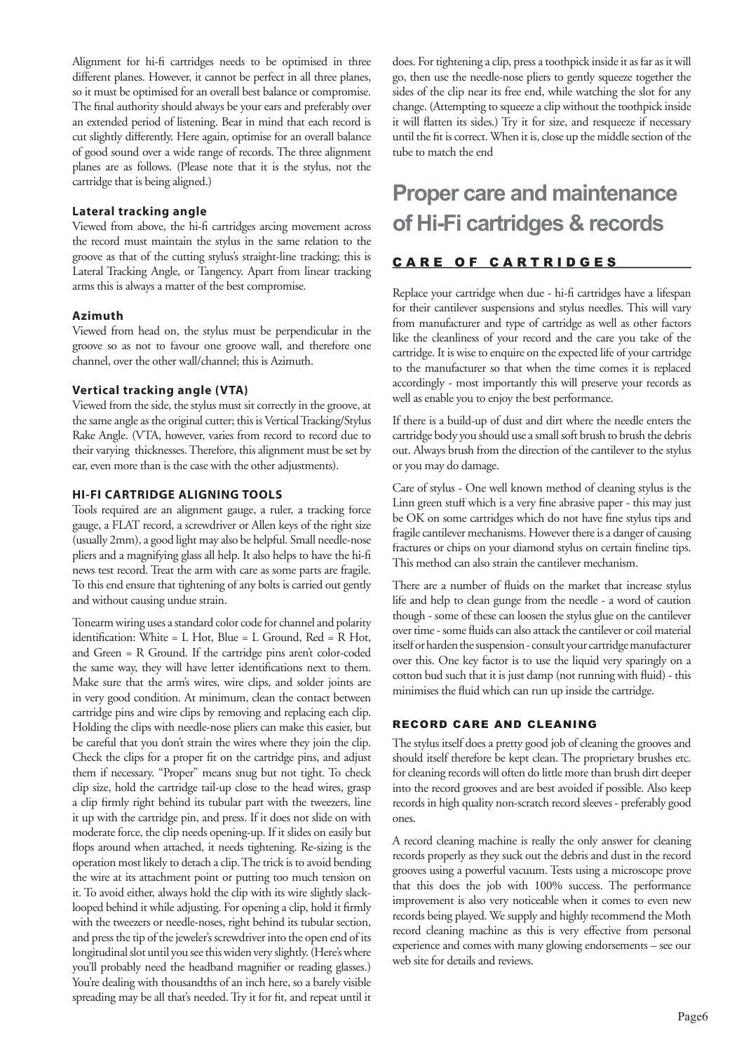Alignment for hi-fi cartridges needs to be optimised in three different planes. However, it cannot be perfect in all three planes, so it must be optimised for an overall best balance or compromise. The final authority should always be your ears and preferably over an extended period of listening. Bear in mind that each record is cut slightly differently. Here again, optimise for an overall balance of good sound over a wide range of records. The three alignment planes are as follows. (Please note that it is the stylus, not the cartridge that is being aligned.)

#### Lateral tracking angle

Viewed from above, the hi-fi cartridges arcing movement across the record must maintain the stylus in the same relation to the groove as that of the cutting stylus's straight-line tracking; this is Lateral Tracking Angle, or Tangency. Apart from linear tracking arms this is always a matter of the best compromise.

#### Azimuth

Viewed from head on, the stylus must be perpendicular in the groove so as not to favour one groove wall, and therefore one channel, over the other wall/channel; this is Azimuth.

#### Vertical tracking angle (VTA)

Viewed from the side, the stylus must sit correctly in the groove, at the same angle as the original cutter; this is Vertical Tracking/Stylus Rake Angle. (VTA, however, varies from record to record due to their varying thicknesses. Therefore, this alignment must be set by ear, even more than is the case with the other adjustments).

#### HI-FI CARTRIDGE ALIGNING TOOLS

Tools required are an alignment gauge, a ruler, a tracking force gauge, a FLAT record, a screwdriver or Allen keys of the right size (usually 2mm), a good light may also be helpful. Small needle-nose pliers and a magnifying glass all help. It also helps to have the hi-fi news test record. Treat the arm with care as some parts are fragile. To this end ensure that tightening of any bolts is carried out gently and without causing undue strain.

Tonearm wiring uses a standard color code for channel and polarity identification: White = L Hot, Blue = L Ground, Red = R Hot, and Green = R Ground. If the cartridge pins aren't color-coded the same way, they will have letter identifications next to them. Make sure that the arm's wires, wire clips, and solder joints are in very good condition. At minimum, clean the contact between cartridge pins and wire clips by removing and replacing each clip. Holding the clips with needle-nose pliers can make this easier, but be careful that you don't strain the wires where they join the clip. Check the clips for a proper fit on the cartridge pins, and adjust them if necessary. "Proper" means snug but not tight. To check clip size, hold the cartridge tail-up close to the head wires, grasp a clip firmly right behind its tubular part with the tweezers, line it up with the cartridge pin, and press. If it does not slide on with moderate force, the clip needs opening-up. If it slides on easily but flops around when attached, it needs tightening. Re-sizing is the operation most likely to detach a clip. The trick is to avoid bending the wire at its attachment point or putting too much tension on it. To avoid either, always hold the clip with its wire slightly slack-looped behind it while adjusting. For opening a clip, hold it firmly with the tweezers or needle-noses, right behind its tubular section, and press the tip of the jeweler's screwdriver into the open end of its longitudinal slot until you see this widen very slightly. (Here's where you'll probably need the headband magnifier or reading glasses.) You're dealing with thousandths of an inch here, so a barely visible spreading may be all that's needed. Try it for fit, and repeat until it does. For tightening a clip, press a toothpick inside it as far as it will go, then use the needle-nose pliers to gently squeeze together the sides of the clip near its free end, while watching the slot for any change. (Attempting to squeeze a clip without the toothpick inside it will flatten its sides.) Try it for size, and resqueeze if necessary until the fit is correct. When it is, close up the middle section of the tube to match the end

# Proper care and maintenance of Hi-Fi cartridges & records

## CARE OF CARTRIDGES

Replace your cartridge when due - hi-fi cartridges have a lifespan for their cantilever suspensions and stylus needles. This will vary from manufacturer and type of cartridge as well as other factors like the cleanliness of your record and the care you take of the cartridge. It is wise to enquire on the expected life of your cartridge to the manufacturer so that when the time comes it is replaced accordingly - most importantly this will preserve your records as well as enable you to enjoy the best performance.

If there is a build-up of dust and dirt where the needle enters the cartridge body you should use a small soft brush to brush the debris out. Always brush from the direction of the cantilever to the stylus or you may do damage.

Care of stylus - One well known method of cleaning stylus is the Linn green stuff which is a very fine abrasive paper - this may just be OK on some cartridges which do not have fine stylus tips and fragile cantilever mechanisms. However there is a danger of causing fractures or chips on your diamond stylus on certain fineline tips. This method can also strain the cantilever mechanism.

There are a number of fluids on the market that increase stylus life and help to clean gunge from the needle - a word of caution though - some of these can loosen the stylus glue on the cantilever over time - some fluids can also attack the cantilever or coil material itself or harden the suspension - consult your cartridge manufacturer over this. One key factor is to use the liquid very sparingly on a cotton bud such that it is just damp (not running with fluid) - this minimises the fluid which can run up inside the cartridge.

### RECORD CARE AND CLEANING

The stylus itself does a pretty good job of cleaning the grooves and should itself therefore be kept clean. The proprietary brushes etc. for cleaning records will often do little more than brush dirt deeper into the record grooves and are best avoided if possible. Also keep records in high quality non-scratch record sleeves - preferably good ones.

A record cleaning machine is really the only answer for cleaning records properly as they suck out the debris and dust in the record grooves using a powerful vacuum. Tests using a microscope prove that this does the job with 100% success. The performance improvement is also very noticeable when it comes to even new records being played. We supply and highly recommend the Moth record cleaning machine as this is very effective from personal experience and comes with many glowing endorsements – see our web site for details and reviews.